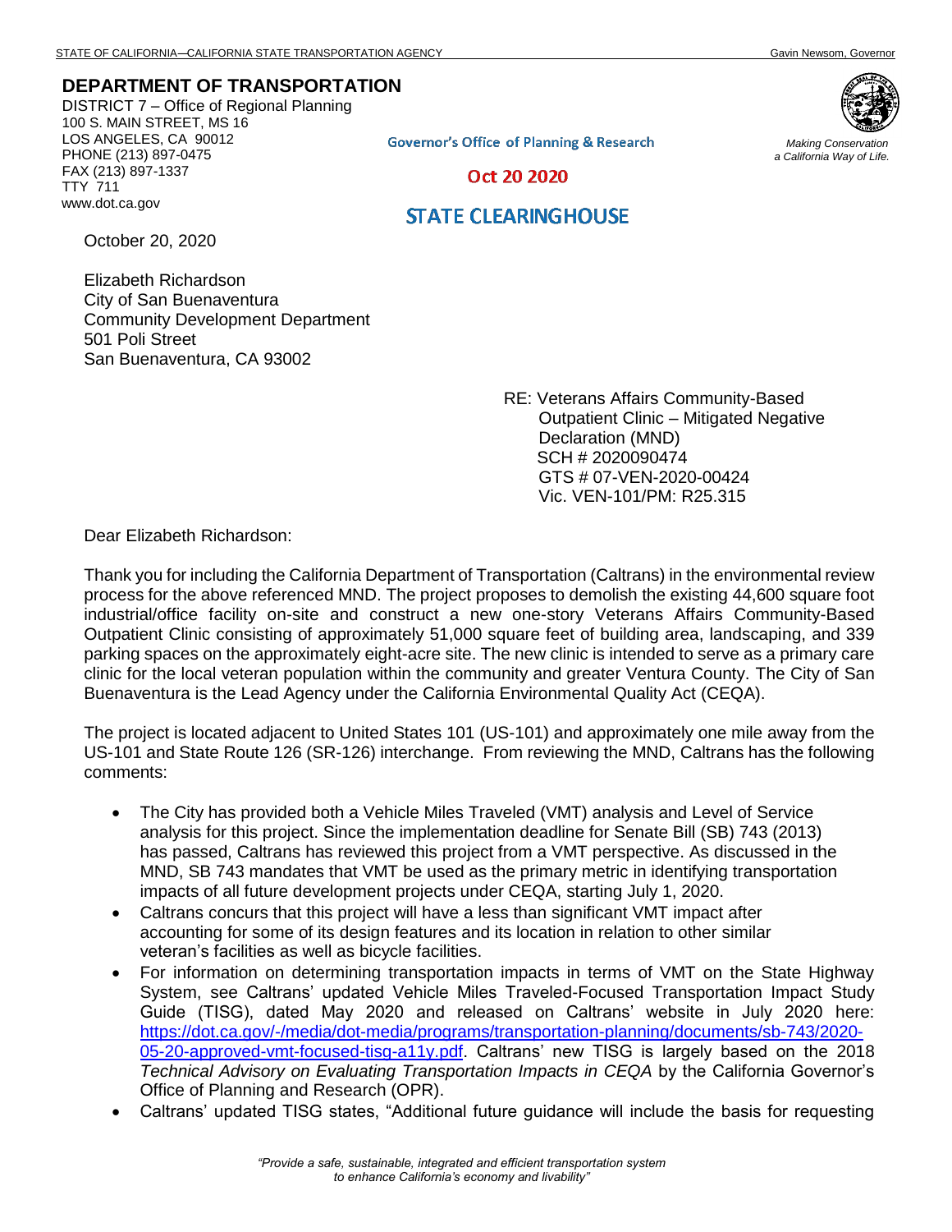STATE OF CALIFORNIA—CALIFORNIA STATE TRANSPORTATION AGENCY — Gavin Newsom, Governor

**DEPARTMENT OF TRANSPORTATION**
DISTRICT 7 – Office of Regional Planning
100 S. MAIN STREET, MS 16
LOS ANGELES, CA 90012
PHONE (213) 897-0475
FAX (213) 897-1337
TTY 711
www.dot.ca.gov

*Making Conservation a California Way of Life.*

Governor's Office of Planning & Research

Oct 20 2020

STATE CLEARINGHOUSE

October 20, 2020

Elizabeth Richardson
City of San Buenaventura
Community Development Department
501 Poli Street
San Buenaventura, CA 93002

RE: Veterans Affairs Community-Based Outpatient Clinic – Mitigated Negative Declaration (MND)
SCH # 2020090474
GTS # 07-VEN-2020-00424
Vic. VEN-101/PM: R25.315

Dear Elizabeth Richardson:

Thank you for including the California Department of Transportation (Caltrans) in the environmental review process for the above referenced MND. The project proposes to demolish the existing 44,600 square foot industrial/office facility on-site and construct a new one-story Veterans Affairs Community-Based Outpatient Clinic consisting of approximately 51,000 square feet of building area, landscaping, and 339 parking spaces on the approximately eight-acre site. The new clinic is intended to serve as a primary care clinic for the local veteran population within the community and greater Ventura County. The City of San Buenaventura is the Lead Agency under the California Environmental Quality Act (CEQA).

The project is located adjacent to United States 101 (US-101) and approximately one mile away from the US-101 and State Route 126 (SR-126) interchange. From reviewing the MND, Caltrans has the following comments:

- The City has provided both a Vehicle Miles Traveled (VMT) analysis and Level of Service analysis for this project. Since the implementation deadline for Senate Bill (SB) 743 (2013) has passed, Caltrans has reviewed this project from a VMT perspective. As discussed in the MND, SB 743 mandates that VMT be used as the primary metric in identifying transportation impacts of all future development projects under CEQA, starting July 1, 2020.
- Caltrans concurs that this project will have a less than significant VMT impact after accounting for some of its design features and its location in relation to other similar veteran's facilities as well as bicycle facilities.
- For information on determining transportation impacts in terms of VMT on the State Highway System, see Caltrans' updated Vehicle Miles Traveled-Focused Transportation Impact Study Guide (TISG), dated May 2020 and released on Caltrans' website in July 2020 here: https://dot.ca.gov/-/media/dot-media/programs/transportation-planning/documents/sb-743/2020-05-20-approved-vmt-focused-tisg-a11y.pdf. Caltrans' new TISG is largely based on the 2018 *Technical Advisory on Evaluating Transportation Impacts in CEQA* by the California Governor's Office of Planning and Research (OPR).
- Caltrans' updated TISG states, "Additional future guidance will include the basis for requesting

*"Provide a safe, sustainable, integrated and efficient transportation system to enhance California's economy and livability"*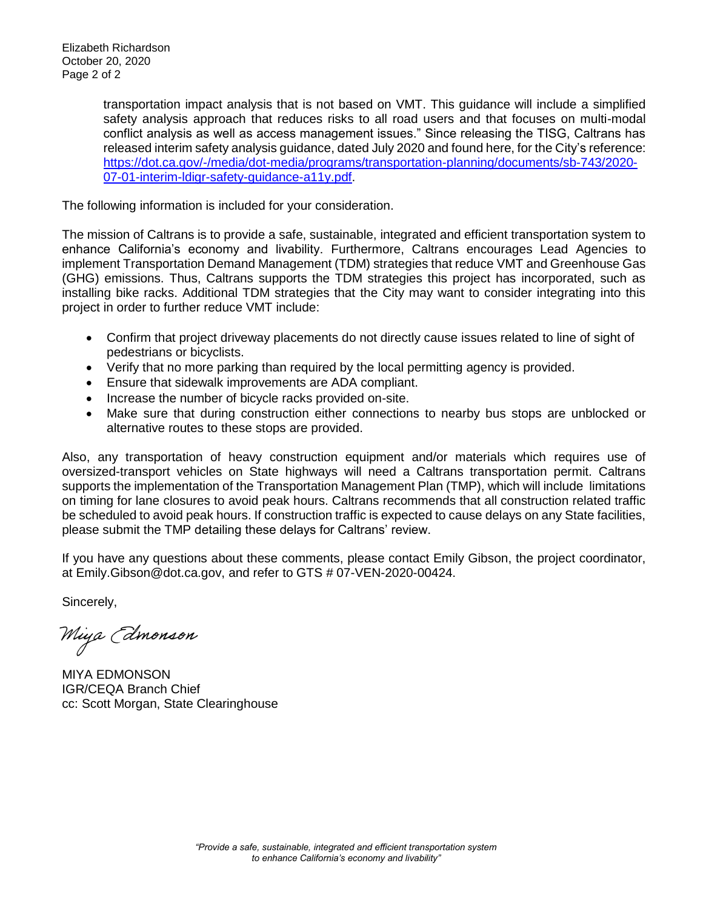transportation impact analysis that is not based on VMT. This guidance will include a simplified safety analysis approach that reduces risks to all road users and that focuses on multi-modal conflict analysis as well as access management issues." Since releasing the TISG, Caltrans has released interim safety analysis guidance, dated July 2020 and found here, for the City's reference: https://dot.ca.gov/-/media/dot-media/programs/transportation-planning/documents/sb-743/2020-07-01-interim-ldigr-safety-guidance-a11y.pdf.

The following information is included for your consideration.

The mission of Caltrans is to provide a safe, sustainable, integrated and efficient transportation system to enhance California's economy and livability. Furthermore, Caltrans encourages Lead Agencies to implement Transportation Demand Management (TDM) strategies that reduce VMT and Greenhouse Gas (GHG) emissions. Thus, Caltrans supports the TDM strategies this project has incorporated, such as installing bike racks. Additional TDM strategies that the City may want to consider integrating into this project in order to further reduce VMT include:

- Confirm that project driveway placements do not directly cause issues related to line of sight of pedestrians or bicyclists.
- Verify that no more parking than required by the local permitting agency is provided.
- Ensure that sidewalk improvements are ADA compliant.
- Increase the number of bicycle racks provided on-site.
- Make sure that during construction either connections to nearby bus stops are unblocked or alternative routes to these stops are provided.

Also, any transportation of heavy construction equipment and/or materials which requires use of oversized-transport vehicles on State highways will need a Caltrans transportation permit. Caltrans supports the implementation of the Transportation Management Plan (TMP), which will include limitations on timing for lane closures to avoid peak hours. Caltrans recommends that all construction related traffic be scheduled to avoid peak hours. If construction traffic is expected to cause delays on any State facilities, please submit the TMP detailing these delays for Caltrans' review.

If you have any questions about these comments, please contact Emily Gibson, the project coordinator, at Emily.Gibson@dot.ca.gov, and refer to GTS # 07-VEN-2020-00424.

Sincerely,

*Miya Edmonson*

MIYA EDMONSON
IGR/CEQA Branch Chief
cc: Scott Morgan, State Clearinghouse

*"Provide a safe, sustainable, integrated and efficient transportation system to enhance California's economy and livability"*